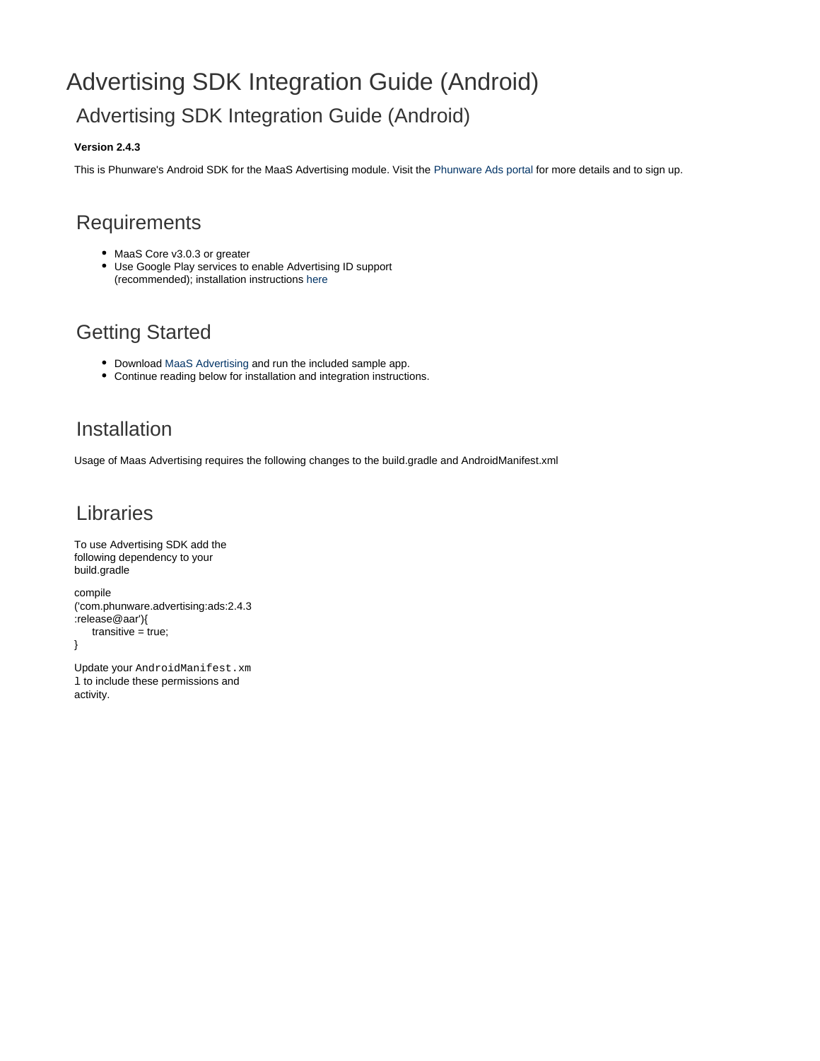# Advertising SDK Integration Guide (Android)

## Advertising SDK Integration Guide (Android)

**Version 2.4.3**

This is Phunware's Android SDK for the MaaS Advertising module. Visit the Phunware Ads portal for more details and to sign up.

## Requirements

- MaaS Core v3.0.3 or greater
- Use Google Play services to enable Advertising ID support (recommended); installation instructions here

## Getting Started

- Download MaaS Advertising and run the included sample app.
- Continue reading below for installation and integration instructions.

## Installation

Usage of Maas Advertising requires the following changes to the build.gradle and AndroidManifest.xml

## Libraries

To use Advertising SDK add the following dependency to your build.gradle

```
compile ('com.phunware.advertising:ads:2.4.3:release@aar'){
    transitive = true;
}
```

Update your `AndroidManifest.xml` to include these permissions and activity.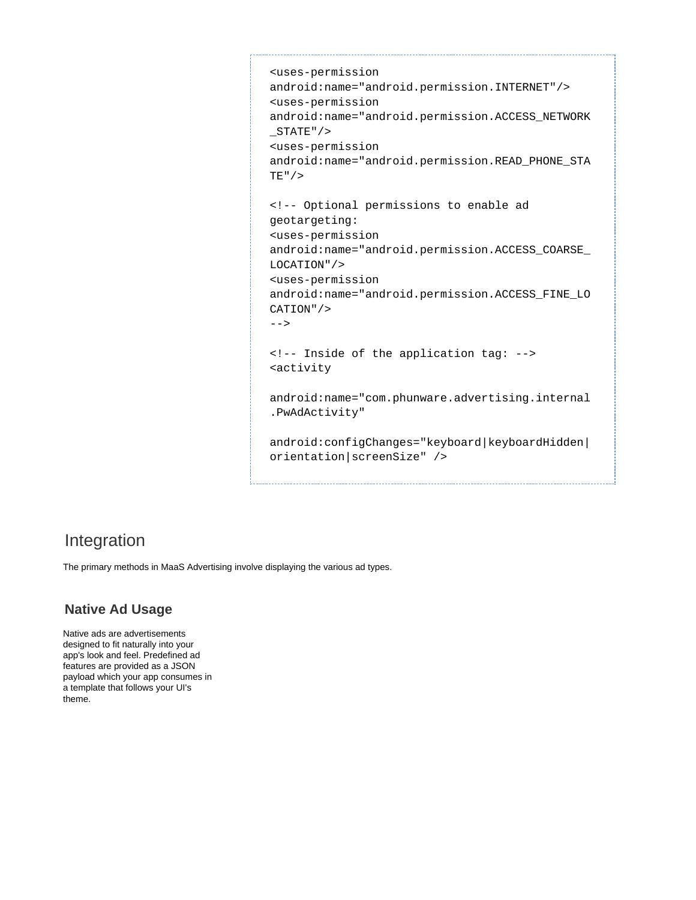```
<uses-permission
android:name="android.permission.INTERNET"/>
<uses-permission
android:name="android.permission.ACCESS_NETWORK_STATE"/>
<uses-permission
android:name="android.permission.READ_PHONE_STATE"/>

<!-- Optional permissions to enable ad
geotargeting:
<uses-permission
android:name="android.permission.ACCESS_COARSE_LOCATION"/>
<uses-permission
android:name="android.permission.ACCESS_FINE_LOCATION"/>
-->

<!-- Inside of the application tag: -->
<activity

android:name="com.phunware.advertising.internal.PwAdActivity"

android:configChanges="keyboard|keyboardHidden|orientation|screenSize" />
```

## Integration

The primary methods in MaaS Advertising involve displaying the various ad types.

### Native Ad Usage

Native ads are advertisements designed to fit naturally into your app's look and feel. Predefined ad features are provided as a JSON payload which your app consumes in a template that follows your UI's theme.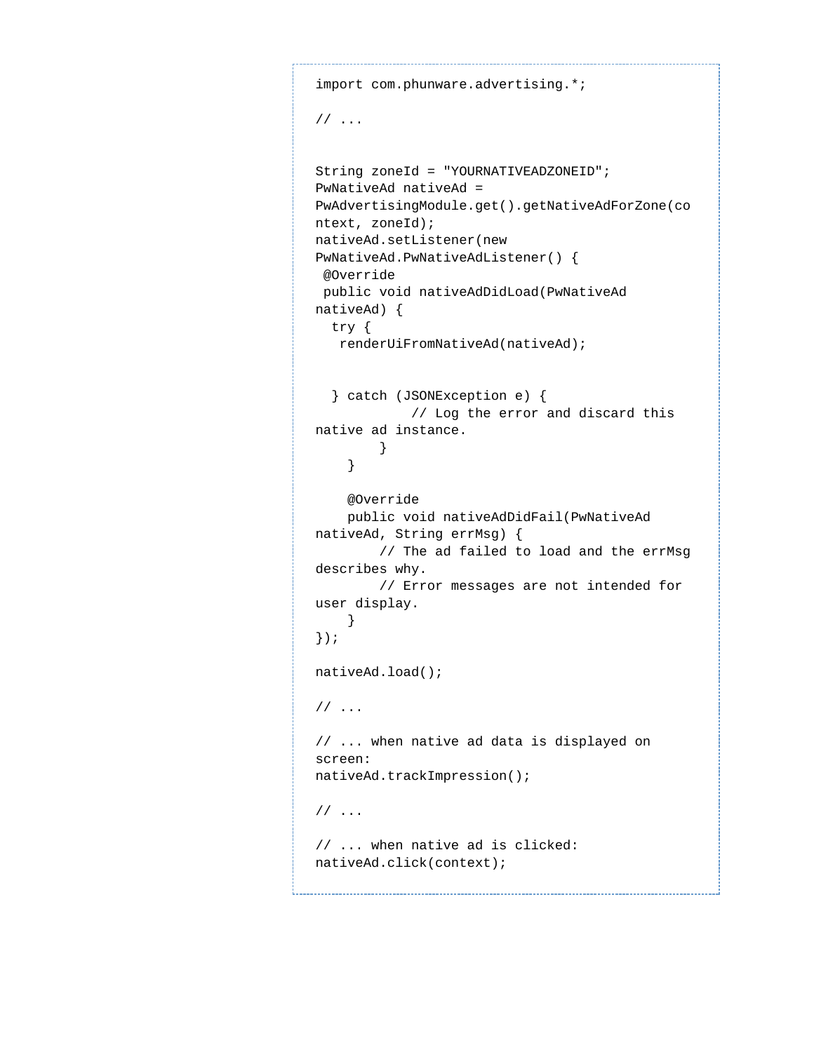```
import com.phunware.advertising.*;

// ...


String zoneId = "YOURNATIVEADZONEID";
PwNativeAd nativeAd = 
PwAdvertisingModule.get().getNativeAdForZone(context, zoneId);
nativeAd.setListener(new 
PwNativeAd.PwNativeAdListener() {
 @Override
 public void nativeAdDidLoad(PwNativeAd 
nativeAd) {
  try {
   renderUiFromNativeAd(nativeAd);


  } catch (JSONException e) {
            // Log the error and discard this 
native ad instance.
        }
    }

    @Override
    public void nativeAdDidFail(PwNativeAd 
nativeAd, String errMsg) {
        // The ad failed to load and the errMsg 
describes why.
        // Error messages are not intended for 
user display.
    }
});

nativeAd.load();

// ...

// ... when native ad data is displayed on 
screen:
nativeAd.trackImpression();

// ...

// ... when native ad is clicked:
nativeAd.click(context);
```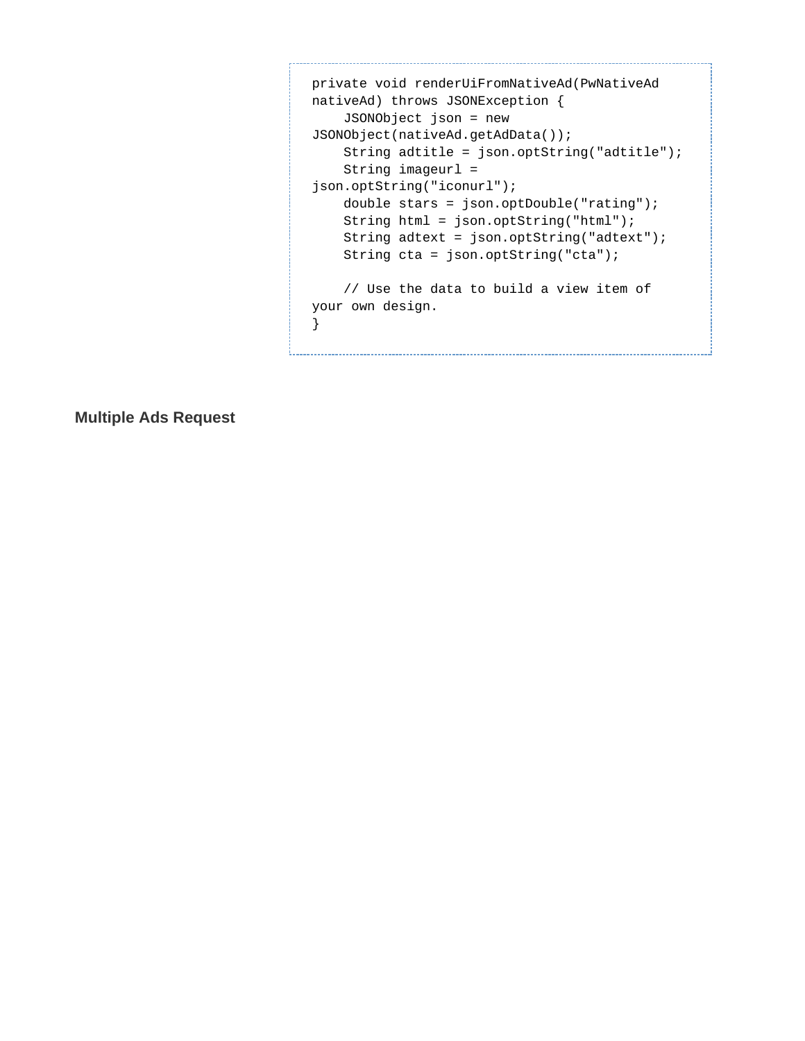```java
private void renderUiFromNativeAd(PwNativeAd nativeAd) throws JSONException {
    JSONObject json = new JSONObject(nativeAd.getAdData());
    String adtitle = json.optString("adtitle");
    String imageurl = json.optString("iconurl");
    double stars = json.optDouble("rating");
    String html = json.optString("html");
    String adtext = json.optString("adtext");
    String cta = json.optString("cta");

    // Use the data to build a view item of your own design.
}
```

### Multiple Ads Request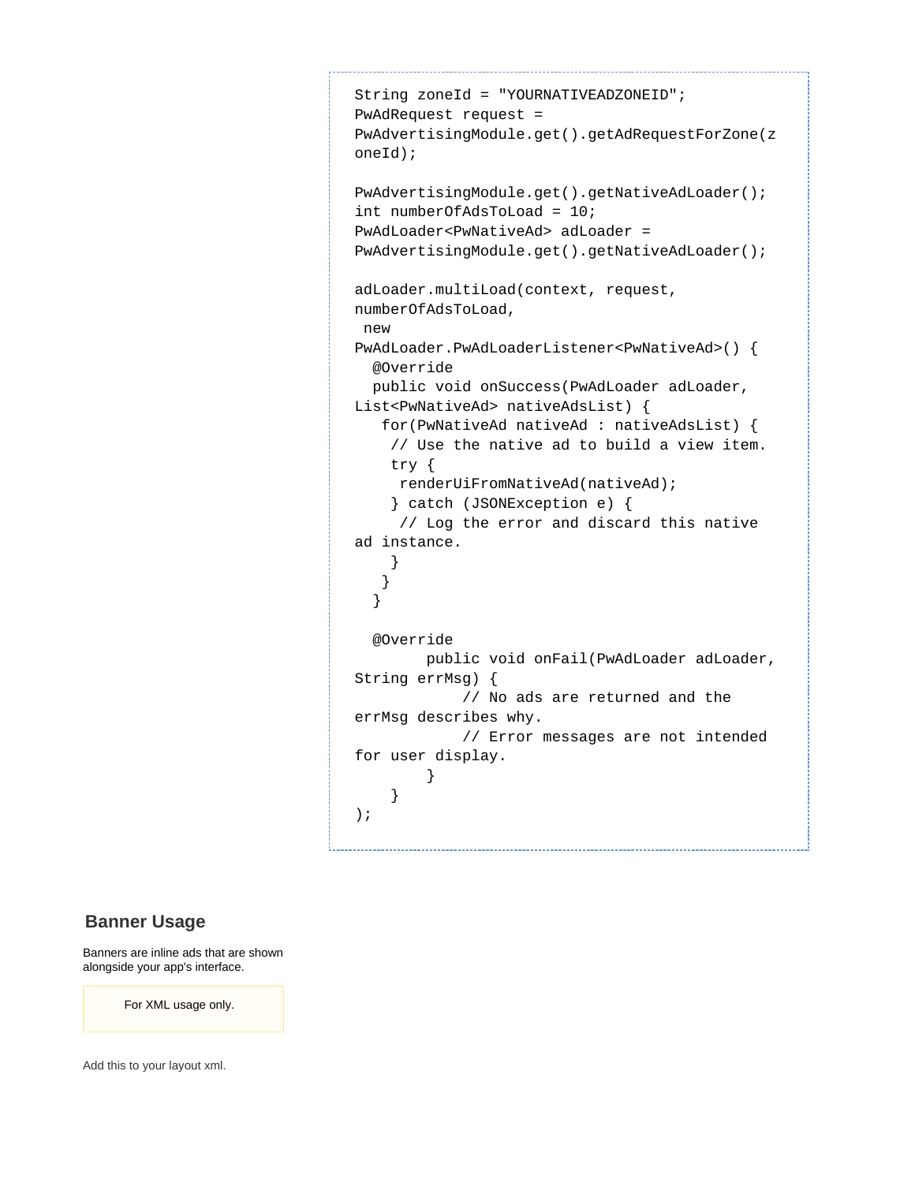```
String zoneId = "YOURNATIVEADZONEID";
PwAdRequest request =
PwAdvertisingModule.get().getAdRequestForZone(z
oneId);

PwAdvertisingModule.get().getNativeAdLoader();
int numberOfAdsToLoad = 10;
PwAdLoader<PwNativeAd> adLoader =
PwAdvertisingModule.get().getNativeAdLoader();

adLoader.multiLoad(context, request,
numberOfAdsToLoad,
 new
PwAdLoader.PwAdLoaderListener<PwNativeAd>() {
  @Override
  public void onSuccess(PwAdLoader adLoader,
List<PwNativeAd> nativeAdsList) {
   for(PwNativeAd nativeAd : nativeAdsList) {
    // Use the native ad to build a view item.
    try {
     renderUiFromNativeAd(nativeAd);
    } catch (JSONException e) {
     // Log the error and discard this native
ad instance.
    }
   }
  }

  @Override
        public void onFail(PwAdLoader adLoader,
String errMsg) {
            // No ads are returned and the
errMsg describes why.
            // Error messages are not intended
for user display.
        }
    }
);
```

## Banner Usage

Banners are inline ads that are shown alongside your app's interface.

> For XML usage only.

Add this to your layout xml.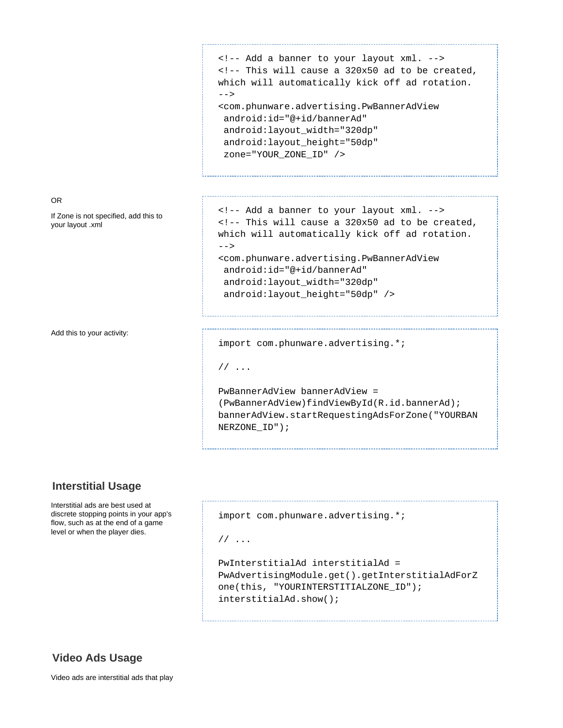```xml
<!-- Add a banner to your layout xml. -->
<!-- This will cause a 320x50 ad to be created, which will automatically kick off ad rotation. -->
<com.phunware.advertising.PwBannerAdView
 android:id="@+id/bannerAd"
 android:layout_width="320dp"
 android:layout_height="50dp"
 zone="YOUR_ZONE_ID" />
```

OR

If Zone is not specified, add this to your layout .xml

```xml
<!-- Add a banner to your layout xml. -->
<!-- This will cause a 320x50 ad to be created, which will automatically kick off ad rotation. -->
<com.phunware.advertising.PwBannerAdView
 android:id="@+id/bannerAd"
 android:layout_width="320dp"
 android:layout_height="50dp" />
```

Add this to your activity:

```java
import com.phunware.advertising.*;

// ...

PwBannerAdView bannerAdView = (PwBannerAdView)findViewById(R.id.bannerAd);
bannerAdView.startRequestingAdsForZone("YOURBANNERZONE_ID");
```

## Interstitial Usage

Interstitial ads are best used at discrete stopping points in your app's flow, such as at the end of a game level or when the player dies.

```java
import com.phunware.advertising.*;

// ...

PwInterstitialAd interstitialAd = PwAdvertisingModule.get().getInterstitialAdForZone(this, "YOURINTERSTITIALZONE_ID");
interstitialAd.show();
```

## Video Ads Usage

Video ads are interstitial ads that play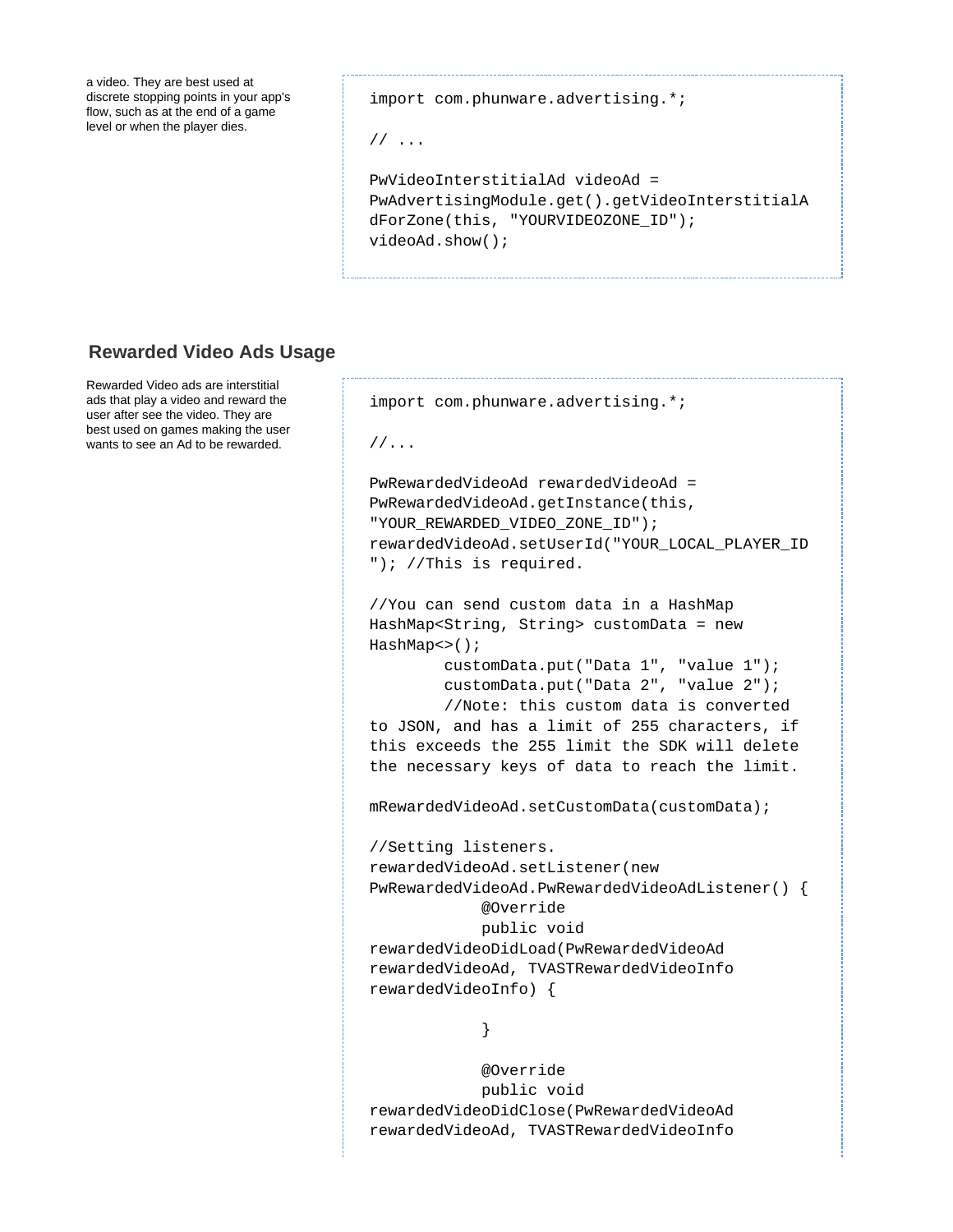a video. They are best used at discrete stopping points in your app's flow, such as at the end of a game level or when the player dies.

```
import com.phunware.advertising.*;

// ...

PwVideoInterstitialAd videoAd =
PwAdvertisingModule.get().getVideoInterstitialA
dForZone(this, "YOURVIDEOZONE_ID");
videoAd.show();
```

## Rewarded Video Ads Usage

Rewarded Video ads are interstitial ads that play a video and reward the user after see the video. They are best used on games making the user wants to see an Ad to be rewarded.

```
import com.phunware.advertising.*;

//...

PwRewardedVideoAd rewardedVideoAd =
PwRewardedVideoAd.getInstance(this,
"YOUR_REWARDED_VIDEO_ZONE_ID");
rewardedVideoAd.setUserId("YOUR_LOCAL_PLAYER_ID
"); //This is required.

//You can send custom data in a HashMap
HashMap<String, String> customData = new
HashMap<>();
        customData.put("Data 1", "value 1");
        customData.put("Data 2", "value 2");
        //Note: this custom data is converted
to JSON, and has a limit of 255 characters, if
this exceeds the 255 limit the SDK will delete
the necessary keys of data to reach the limit.

mRewardedVideoAd.setCustomData(customData);

//Setting listeners.
rewardedVideoAd.setListener(new
PwRewardedVideoAd.PwRewardedVideoAdListener() {
            @Override
            public void
rewardedVideoDidLoad(PwRewardedVideoAd
rewardedVideoAd, TVASTRewardedVideoInfo
rewardedVideoInfo) {

            }

            @Override
            public void
rewardedVideoDidClose(PwRewardedVideoAd
rewardedVideoAd, TVASTRewardedVideoInfo
```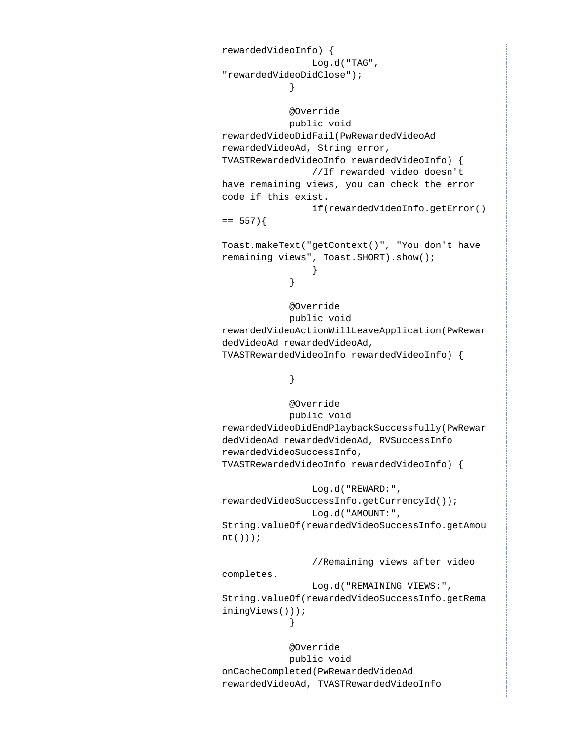```
rewardedVideoInfo) {
                Log.d("TAG", "rewardedVideoDidClose");
            }

            @Override
            public void rewardedVideoDidFail(PwRewardedVideoAd rewardedVideoAd, String error, TVASTRewardedVideoInfo rewardedVideoInfo) {
                //If rewarded video doesn't have remaining views, you can check the error code if this exist.
                if(rewardedVideoInfo.getError() == 557){
                    Toast.makeText("getContext()", "You don't have remaining views", Toast.SHORT).show();
                }
            }

            @Override
            public void rewardedVideoActionWillLeaveApplication(PwRewardedVideoAd rewardedVideoAd, TVASTRewardedVideoInfo rewardedVideoInfo) {

            }

            @Override
            public void rewardedVideoDidEndPlaybackSuccessfully(PwRewardedVideoAd rewardedVideoAd, RVSuccessInfo rewardedVideoSuccessInfo, TVASTRewardedVideoInfo rewardedVideoInfo) {

                Log.d("REWARD:", rewardedVideoSuccessInfo.getCurrencyId());
                Log.d("AMOUNT:", String.valueOf(rewardedVideoSuccessInfo.getAmount()));

                //Remaining views after video completes.
                Log.d("REMAINING VIEWS:", String.valueOf(rewardedVideoSuccessInfo.getRemainingViews()));
            }

            @Override
            public void onCacheCompleted(PwRewardedVideoAd rewardedVideoAd, TVASTRewardedVideoInfo
```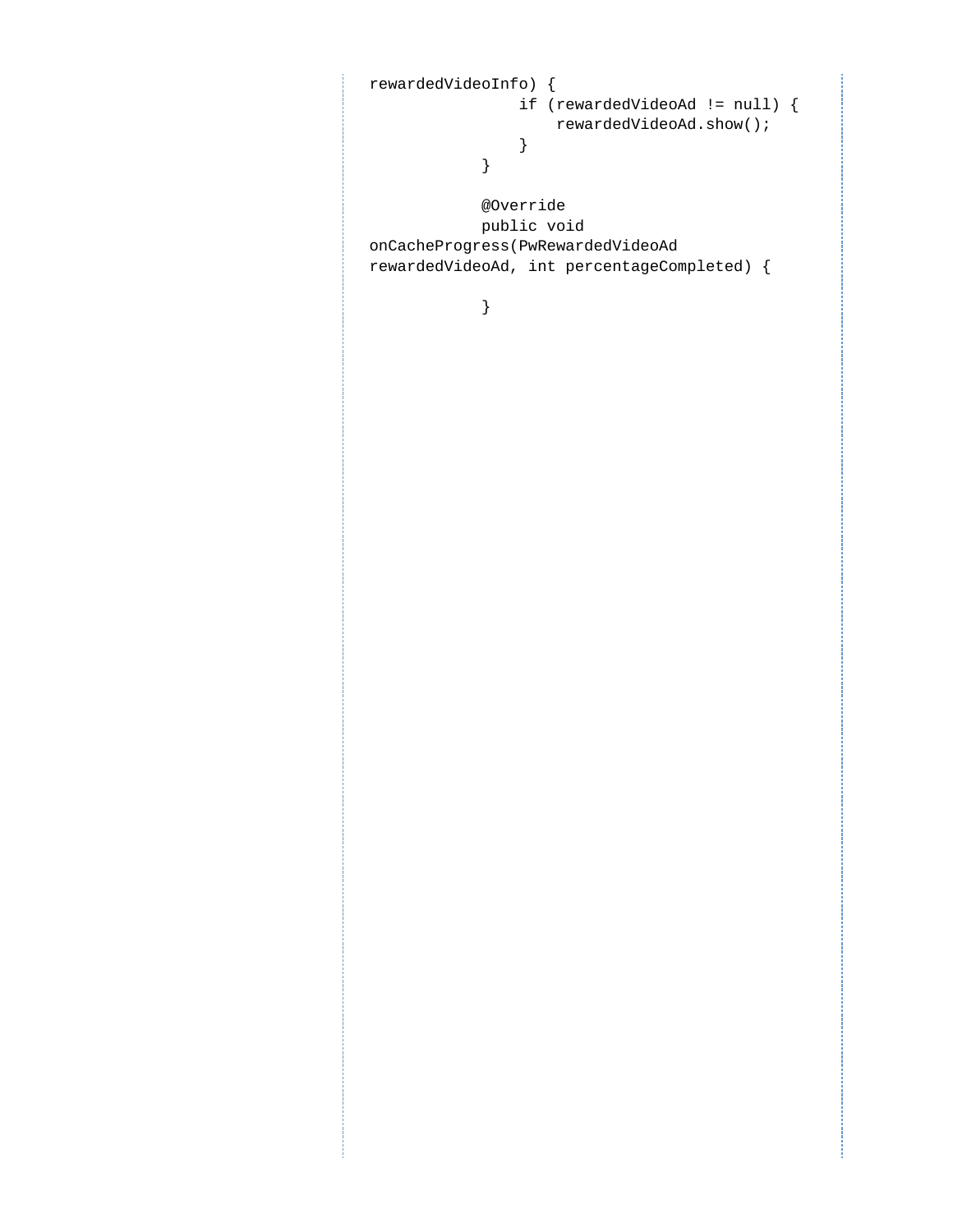```
rewardedVideoInfo) {
                if (rewardedVideoAd != null) {
                    rewardedVideoAd.show();
                }
            }

            @Override
            public void
onCacheProgress(PwRewardedVideoAd
rewardedVideoAd, int percentageCompleted) {

            }
```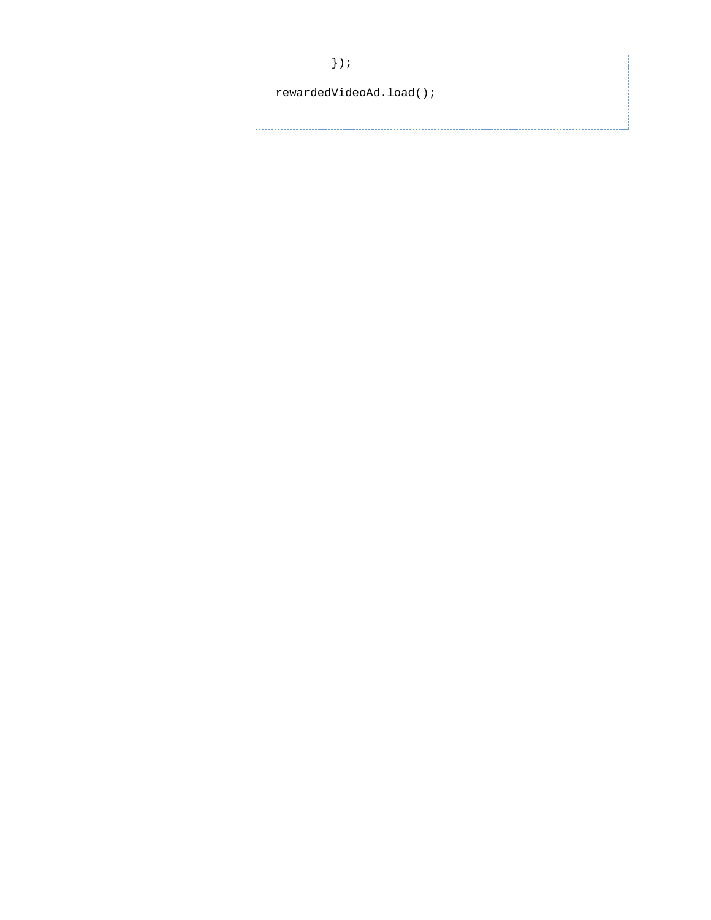```
        });
rewardedVideoAd.load();
```